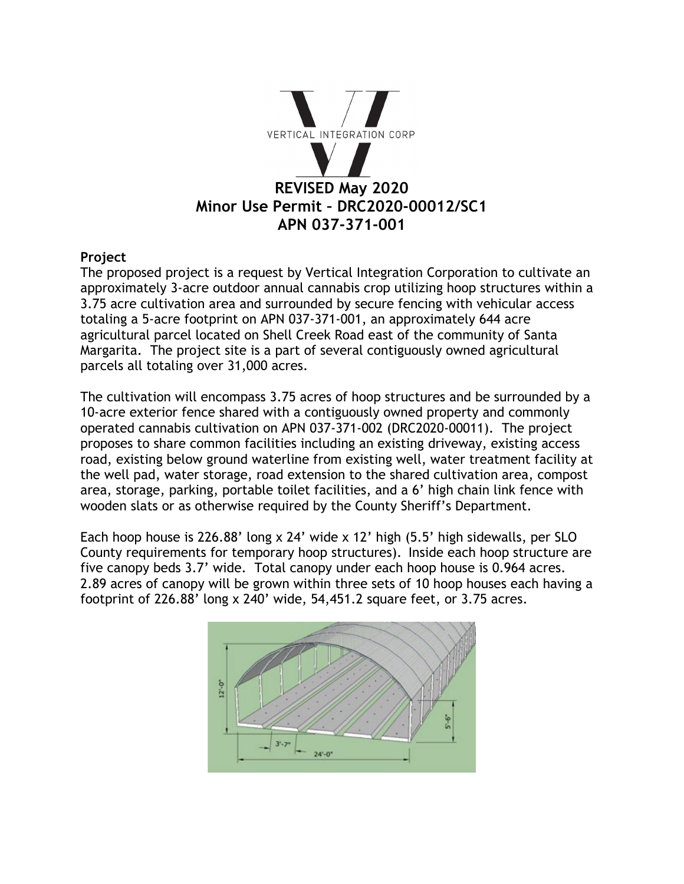VERTICAL INTEGRATION CORP

# REVISED May 2020
# Minor Use Permit – DRC2020-00012/SC1
# APN 037-371-001

## Project

The proposed project is a request by Vertical Integration Corporation to cultivate an approximately 3-acre outdoor annual cannabis crop utilizing hoop structures within a 3.75 acre cultivation area and surrounded by secure fencing with vehicular access totaling a 5-acre footprint on APN 037-371-001, an approximately 644 acre agricultural parcel located on Shell Creek Road east of the community of Santa Margarita. The project site is a part of several contiguously owned agricultural parcels all totaling over 31,000 acres.

The cultivation will encompass 3.75 acres of hoop structures and be surrounded by a 10-acre exterior fence shared with a contiguously owned property and commonly operated cannabis cultivation on APN 037-371-002 (DRC2020-00011). The project proposes to share common facilities including an existing driveway, existing access road, existing below ground waterline from existing well, water treatment facility at the well pad, water storage, road extension to the shared cultivation area, compost area, storage, parking, portable toilet facilities, and a 6' high chain link fence with wooden slats or as otherwise required by the County Sheriff's Department.

Each hoop house is 226.88' long x 24' wide x 12' high (5.5' high sidewalls, per SLO County requirements for temporary hoop structures). Inside each hoop structure are five canopy beds 3.7' wide. Total canopy under each hoop house is 0.964 acres. 2.89 acres of canopy will be grown within three sets of 10 hoop houses each having a footprint of 226.88' long x 240' wide, 54,451.2 square feet, or 3.75 acres.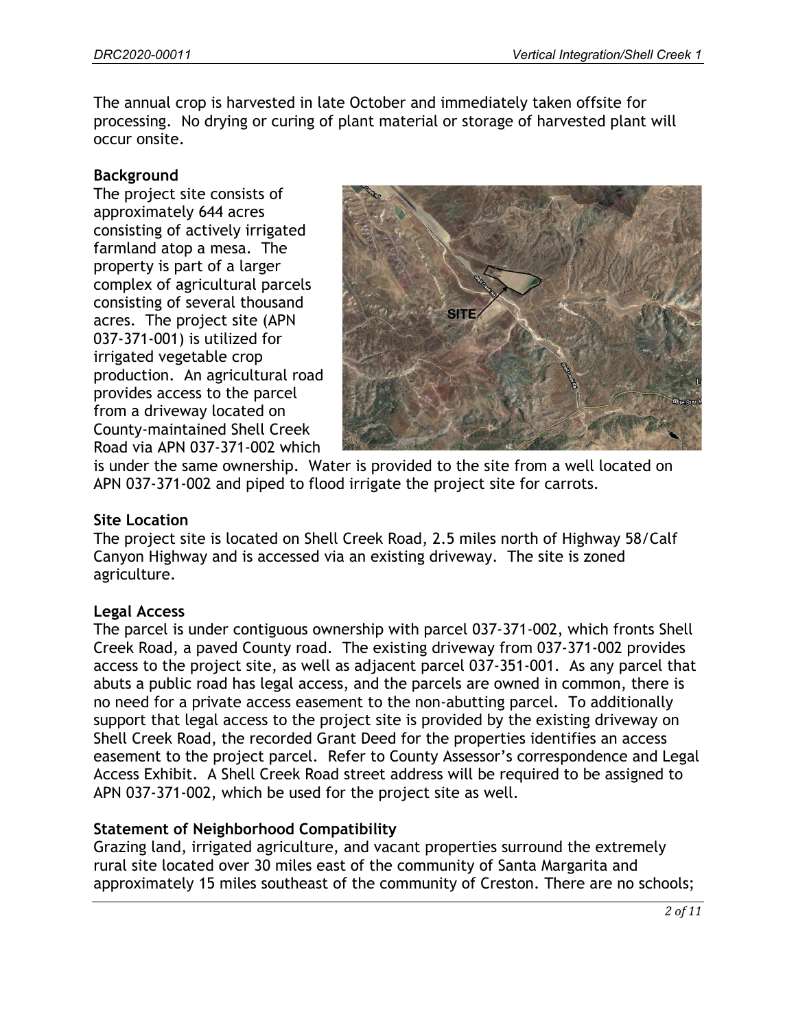The annual crop is harvested in late October and immediately taken offsite for processing. No drying or curing of plant material or storage of harvested plant will occur onsite.

**Background**

The project site consists of approximately 644 acres consisting of actively irrigated farmland atop a mesa. The property is part of a larger complex of agricultural parcels consisting of several thousand acres. The project site (APN 037-371-001) is utilized for irrigated vegetable crop production. An agricultural road provides access to the parcel from a driveway located on County-maintained Shell Creek Road via APN 037-371-002 which is under the same ownership. Water is provided to the site from a well located on APN 037-371-002 and piped to flood irrigate the project site for carrots.

**Site Location**

The project site is located on Shell Creek Road, 2.5 miles north of Highway 58/Calf Canyon Highway and is accessed via an existing driveway. The site is zoned agriculture.

**Legal Access**

The parcel is under contiguous ownership with parcel 037-371-002, which fronts Shell Creek Road, a paved County road. The existing driveway from 037-371-002 provides access to the project site, as well as adjacent parcel 037-351-001. As any parcel that abuts a public road has legal access, and the parcels are owned in common, there is no need for a private access easement to the non-abutting parcel. To additionally support that legal access to the project site is provided by the existing driveway on Shell Creek Road, the recorded Grant Deed for the properties identifies an access easement to the project parcel. Refer to County Assessor's correspondence and Legal Access Exhibit. A Shell Creek Road street address will be required to be assigned to APN 037-371-002, which be used for the project site as well.

**Statement of Neighborhood Compatibility**

Grazing land, irrigated agriculture, and vacant properties surround the extremely rural site located over 30 miles east of the community of Santa Margarita and approximately 15 miles southeast of the community of Creston. There are no schools;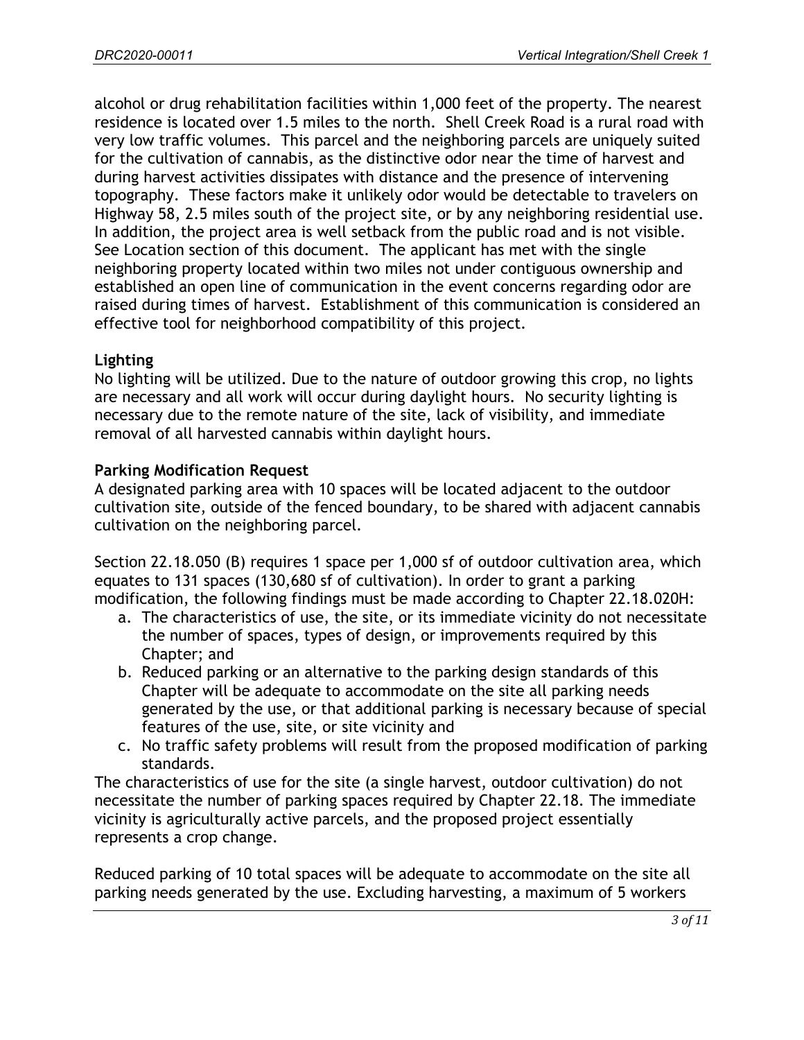alcohol or drug rehabilitation facilities within 1,000 feet of the property. The nearest residence is located over 1.5 miles to the north. Shell Creek Road is a rural road with very low traffic volumes. This parcel and the neighboring parcels are uniquely suited for the cultivation of cannabis, as the distinctive odor near the time of harvest and during harvest activities dissipates with distance and the presence of intervening topography. These factors make it unlikely odor would be detectable to travelers on Highway 58, 2.5 miles south of the project site, or by any neighboring residential use. In addition, the project area is well setback from the public road and is not visible. See Location section of this document. The applicant has met with the single neighboring property located within two miles not under contiguous ownership and established an open line of communication in the event concerns regarding odor are raised during times of harvest. Establishment of this communication is considered an effective tool for neighborhood compatibility of this project.

**Lighting**

No lighting will be utilized. Due to the nature of outdoor growing this crop, no lights are necessary and all work will occur during daylight hours. No security lighting is necessary due to the remote nature of the site, lack of visibility, and immediate removal of all harvested cannabis within daylight hours.

**Parking Modification Request**

A designated parking area with 10 spaces will be located adjacent to the outdoor cultivation site, outside of the fenced boundary, to be shared with adjacent cannabis cultivation on the neighboring parcel.

Section 22.18.050 (B) requires 1 space per 1,000 sf of outdoor cultivation area, which equates to 131 spaces (130,680 sf of cultivation). In order to grant a parking modification, the following findings must be made according to Chapter 22.18.020H:

a. The characteristics of use, the site, or its immediate vicinity do not necessitate the number of spaces, types of design, or improvements required by this Chapter; and
b. Reduced parking or an alternative to the parking design standards of this Chapter will be adequate to accommodate on the site all parking needs generated by the use, or that additional parking is necessary because of special features of the use, site, or site vicinity and
c. No traffic safety problems will result from the proposed modification of parking standards.

The characteristics of use for the site (a single harvest, outdoor cultivation) do not necessitate the number of parking spaces required by Chapter 22.18. The immediate vicinity is agriculturally active parcels, and the proposed project essentially represents a crop change.

Reduced parking of 10 total spaces will be adequate to accommodate on the site all parking needs generated by the use. Excluding harvesting, a maximum of 5 workers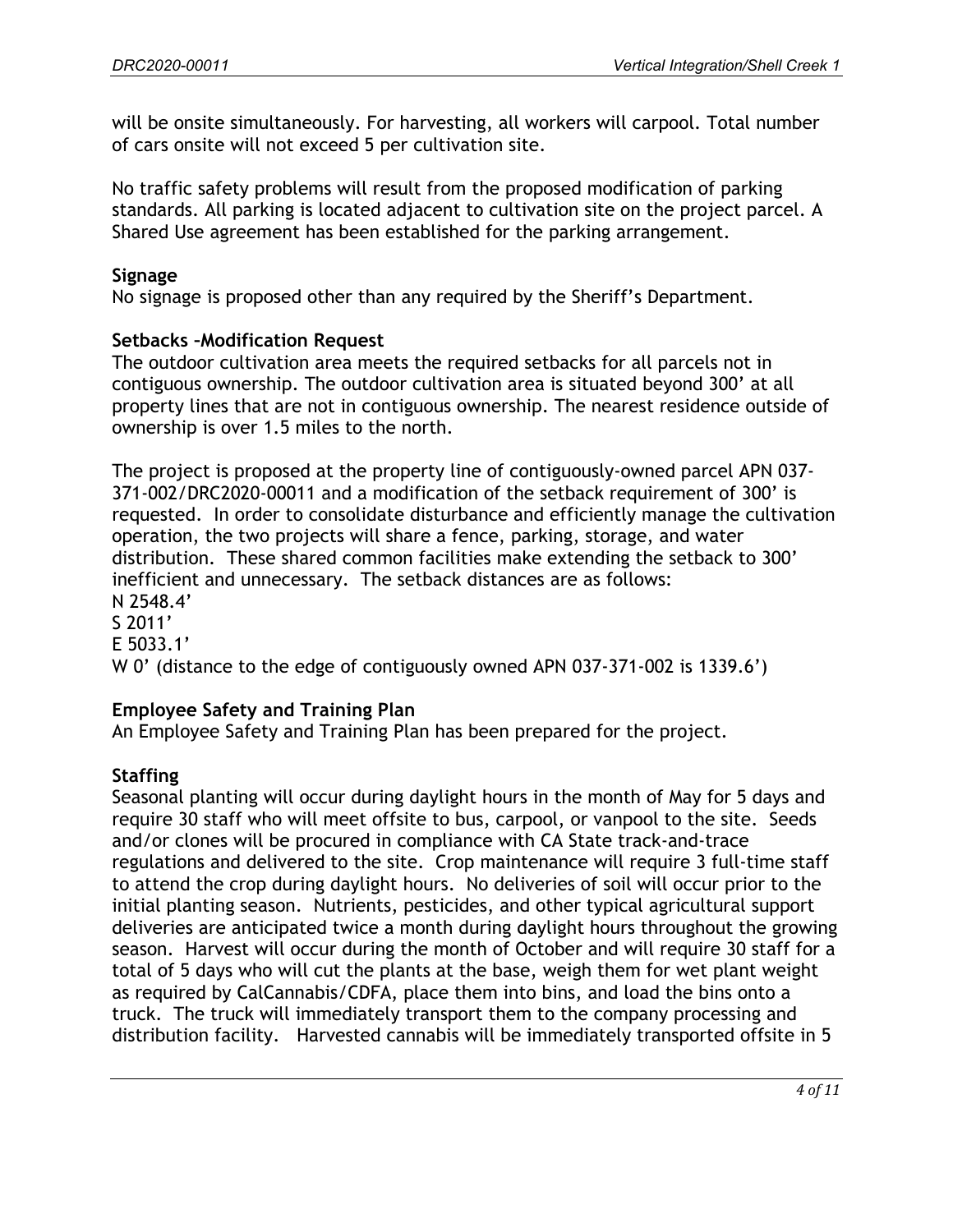will be onsite simultaneously. For harvesting, all workers will carpool. Total number of cars onsite will not exceed 5 per cultivation site.

No traffic safety problems will result from the proposed modification of parking standards. All parking is located adjacent to cultivation site on the project parcel. A Shared Use agreement has been established for the parking arrangement.

**Signage**

No signage is proposed other than any required by the Sheriff's Department.

**Setbacks –Modification Request**

The outdoor cultivation area meets the required setbacks for all parcels not in contiguous ownership. The outdoor cultivation area is situated beyond 300' at all property lines that are not in contiguous ownership. The nearest residence outside of ownership is over 1.5 miles to the north.

The project is proposed at the property line of contiguously-owned parcel APN 037-371-002/DRC2020-00011 and a modification of the setback requirement of 300' is requested. In order to consolidate disturbance and efficiently manage the cultivation operation, the two projects will share a fence, parking, storage, and water distribution. These shared common facilities make extending the setback to 300' inefficient and unnecessary. The setback distances are as follows:

N 2548.4'
S 2011'
E 5033.1'
W 0' (distance to the edge of contiguously owned APN 037-371-002 is 1339.6')

**Employee Safety and Training Plan**

An Employee Safety and Training Plan has been prepared for the project.

**Staffing**

Seasonal planting will occur during daylight hours in the month of May for 5 days and require 30 staff who will meet offsite to bus, carpool, or vanpool to the site. Seeds and/or clones will be procured in compliance with CA State track-and-trace regulations and delivered to the site. Crop maintenance will require 3 full-time staff to attend the crop during daylight hours. No deliveries of soil will occur prior to the initial planting season. Nutrients, pesticides, and other typical agricultural support deliveries are anticipated twice a month during daylight hours throughout the growing season. Harvest will occur during the month of October and will require 30 staff for a total of 5 days who will cut the plants at the base, weigh them for wet plant weight as required by CalCannabis/CDFA, place them into bins, and load the bins onto a truck. The truck will immediately transport them to the company processing and distribution facility. Harvested cannabis will be immediately transported offsite in 5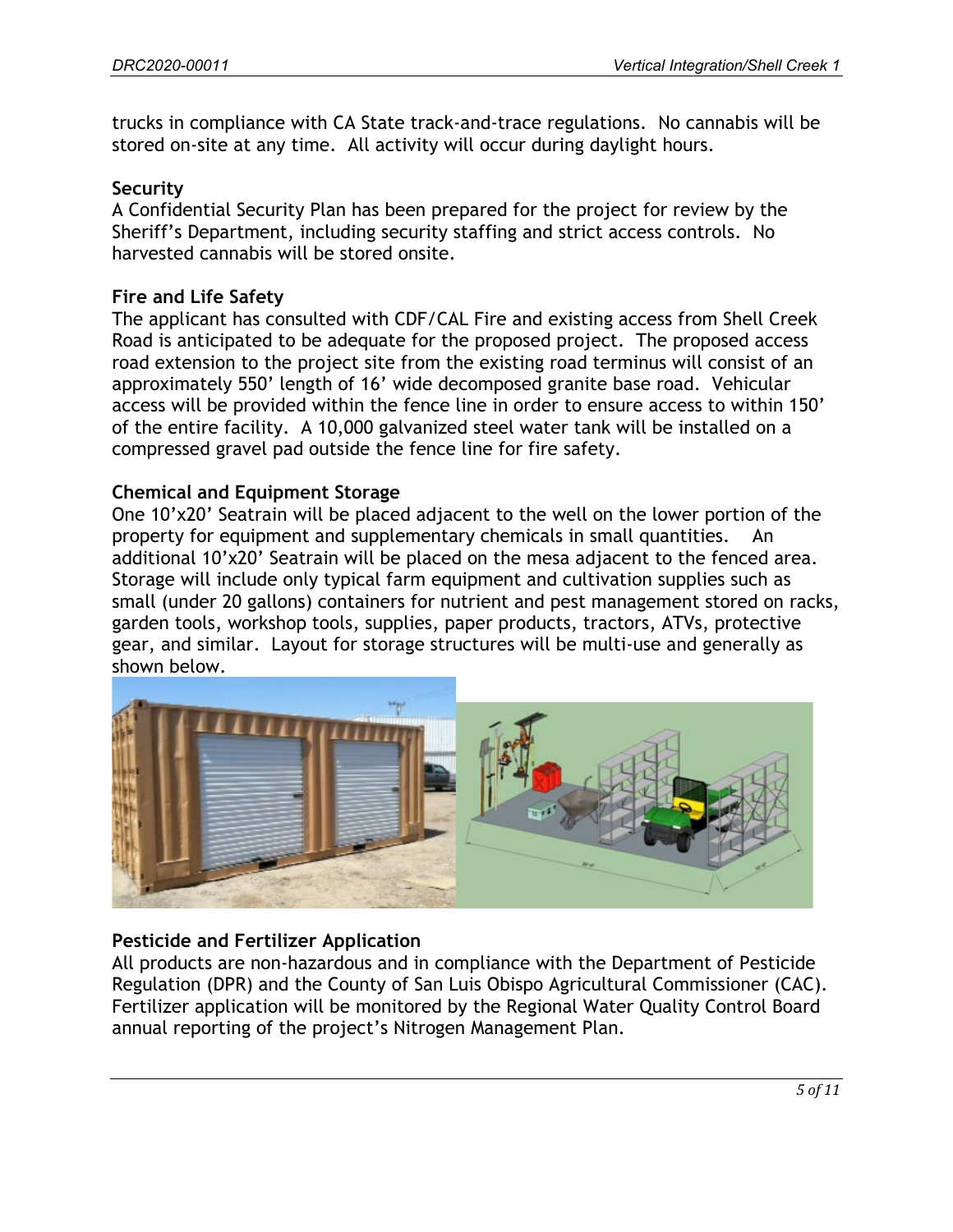trucks in compliance with CA State track-and-trace regulations. No cannabis will be stored on-site at any time. All activity will occur during daylight hours.

**Security**

A Confidential Security Plan has been prepared for the project for review by the Sheriff's Department, including security staffing and strict access controls. No harvested cannabis will be stored onsite.

**Fire and Life Safety**

The applicant has consulted with CDF/CAL Fire and existing access from Shell Creek Road is anticipated to be adequate for the proposed project. The proposed access road extension to the project site from the existing road terminus will consist of an approximately 550' length of 16' wide decomposed granite base road. Vehicular access will be provided within the fence line in order to ensure access to within 150' of the entire facility. A 10,000 galvanized steel water tank will be installed on a compressed gravel pad outside the fence line for fire safety.

**Chemical and Equipment Storage**

One 10'x20' Seatrain will be placed adjacent to the well on the lower portion of the property for equipment and supplementary chemicals in small quantities. An additional 10'x20' Seatrain will be placed on the mesa adjacent to the fenced area. Storage will include only typical farm equipment and cultivation supplies such as small (under 20 gallons) containers for nutrient and pest management stored on racks, garden tools, workshop tools, supplies, paper products, tractors, ATVs, protective gear, and similar. Layout for storage structures will be multi-use and generally as shown below.

**Pesticide and Fertilizer Application**

All products are non-hazardous and in compliance with the Department of Pesticide Regulation (DPR) and the County of San Luis Obispo Agricultural Commissioner (CAC). Fertilizer application will be monitored by the Regional Water Quality Control Board annual reporting of the project's Nitrogen Management Plan.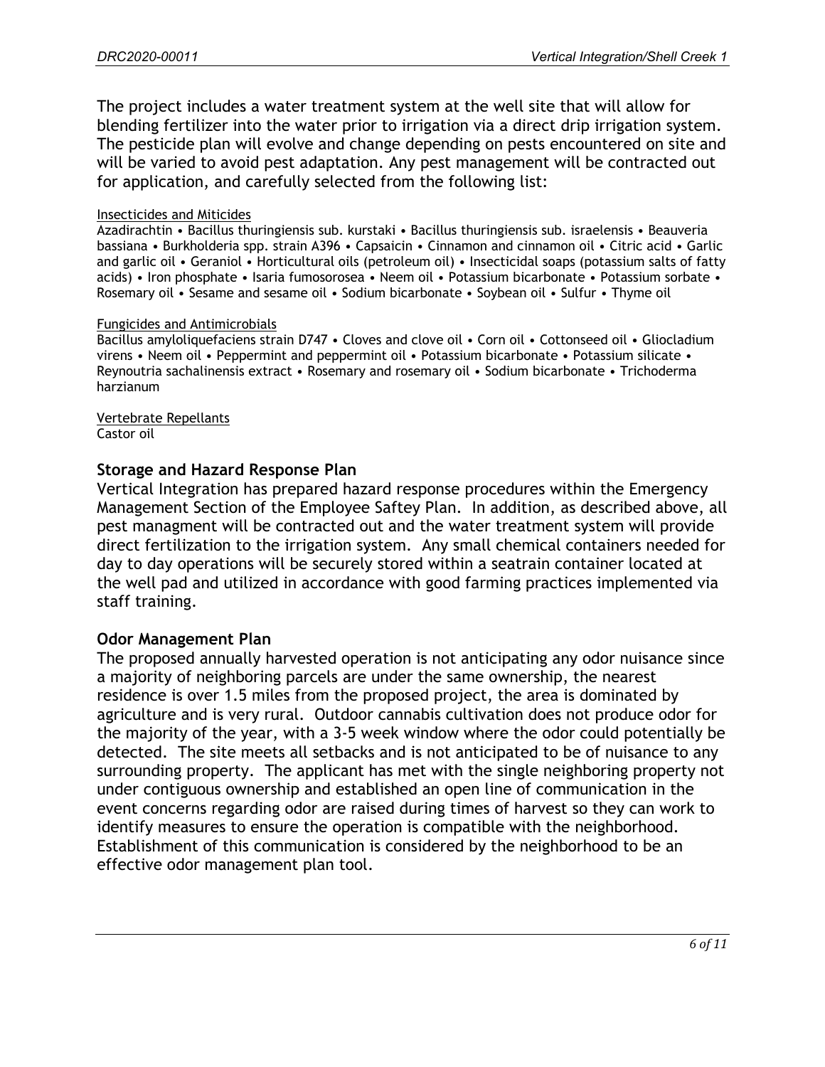The project includes a water treatment system at the well site that will allow for blending fertilizer into the water prior to irrigation via a direct drip irrigation system. The pesticide plan will evolve and change depending on pests encountered on site and will be varied to avoid pest adaptation. Any pest management will be contracted out for application, and carefully selected from the following list:

Insecticides and Miticides

Azadirachtin • Bacillus thuringiensis sub. kurstaki • Bacillus thuringiensis sub. israelensis • Beauveria bassiana • Burkholderia spp. strain A396 • Capsaicin • Cinnamon and cinnamon oil • Citric acid • Garlic and garlic oil • Geraniol • Horticultural oils (petroleum oil) • Insecticidal soaps (potassium salts of fatty acids) • Iron phosphate • Isaria fumosorosea • Neem oil • Potassium bicarbonate • Potassium sorbate • Rosemary oil • Sesame and sesame oil • Sodium bicarbonate • Soybean oil • Sulfur • Thyme oil

Fungicides and Antimicrobials

Bacillus amyloliquefaciens strain D747 • Cloves and clove oil • Corn oil • Cottonseed oil • Gliocladium virens • Neem oil • Peppermint and peppermint oil • Potassium bicarbonate • Potassium silicate • Reynoutria sachalinensis extract • Rosemary and rosemary oil • Sodium bicarbonate • Trichoderma harzianum

Vertebrate Repellants

Castor oil

### Storage and Hazard Response Plan

Vertical Integration has prepared hazard response procedures within the Emergency Management Section of the Employee Saftey Plan. In addition, as described above, all pest managment will be contracted out and the water treatment system will provide direct fertilization to the irrigation system. Any small chemical containers needed for day to day operations will be securely stored within a seatrain container located at the well pad and utilized in accordance with good farming practices implemented via staff training.

### Odor Management Plan

The proposed annually harvested operation is not anticipating any odor nuisance since a majority of neighboring parcels are under the same ownership, the nearest residence is over 1.5 miles from the proposed project, the area is dominated by agriculture and is very rural. Outdoor cannabis cultivation does not produce odor for the majority of the year, with a 3-5 week window where the odor could potentially be detected. The site meets all setbacks and is not anticipated to be of nuisance to any surrounding property. The applicant has met with the single neighboring property not under contiguous ownership and established an open line of communication in the event concerns regarding odor are raised during times of harvest so they can work to identify measures to ensure the operation is compatible with the neighborhood. Establishment of this communication is considered by the neighborhood to be an effective odor management plan tool.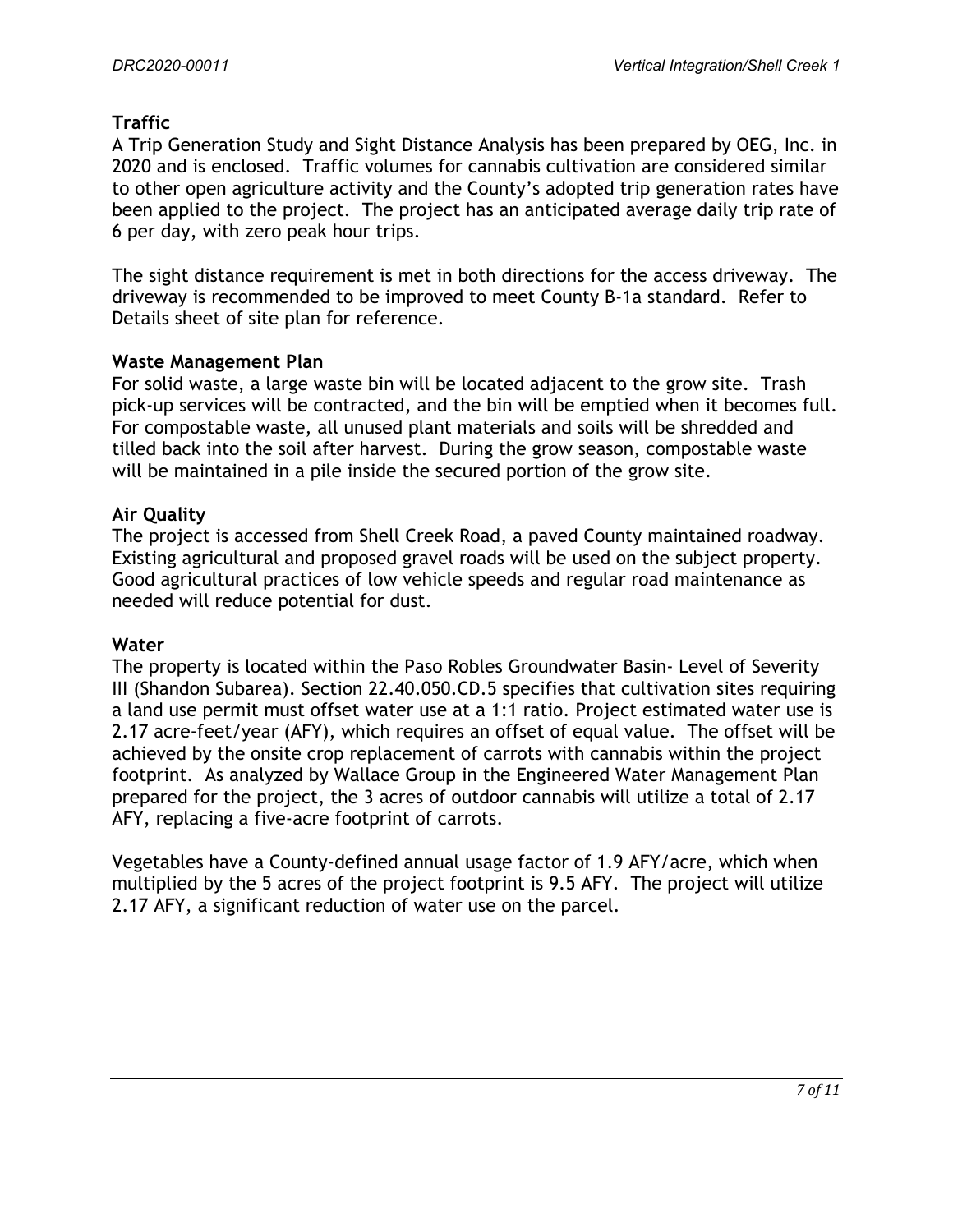**Traffic**

A Trip Generation Study and Sight Distance Analysis has been prepared by OEG, Inc. in 2020 and is enclosed. Traffic volumes for cannabis cultivation are considered similar to other open agriculture activity and the County's adopted trip generation rates have been applied to the project. The project has an anticipated average daily trip rate of 6 per day, with zero peak hour trips.

The sight distance requirement is met in both directions for the access driveway. The driveway is recommended to be improved to meet County B-1a standard. Refer to Details sheet of site plan for reference.

**Waste Management Plan**

For solid waste, a large waste bin will be located adjacent to the grow site. Trash pick-up services will be contracted, and the bin will be emptied when it becomes full. For compostable waste, all unused plant materials and soils will be shredded and tilled back into the soil after harvest. During the grow season, compostable waste will be maintained in a pile inside the secured portion of the grow site.

**Air Quality**

The project is accessed from Shell Creek Road, a paved County maintained roadway. Existing agricultural and proposed gravel roads will be used on the subject property. Good agricultural practices of low vehicle speeds and regular road maintenance as needed will reduce potential for dust.

**Water**

The property is located within the Paso Robles Groundwater Basin- Level of Severity III (Shandon Subarea). Section 22.40.050.CD.5 specifies that cultivation sites requiring a land use permit must offset water use at a 1:1 ratio. Project estimated water use is 2.17 acre-feet/year (AFY), which requires an offset of equal value. The offset will be achieved by the onsite crop replacement of carrots with cannabis within the project footprint. As analyzed by Wallace Group in the Engineered Water Management Plan prepared for the project, the 3 acres of outdoor cannabis will utilize a total of 2.17 AFY, replacing a five-acre footprint of carrots.

Vegetables have a County-defined annual usage factor of 1.9 AFY/acre, which when multiplied by the 5 acres of the project footprint is 9.5 AFY. The project will utilize 2.17 AFY, a significant reduction of water use on the parcel.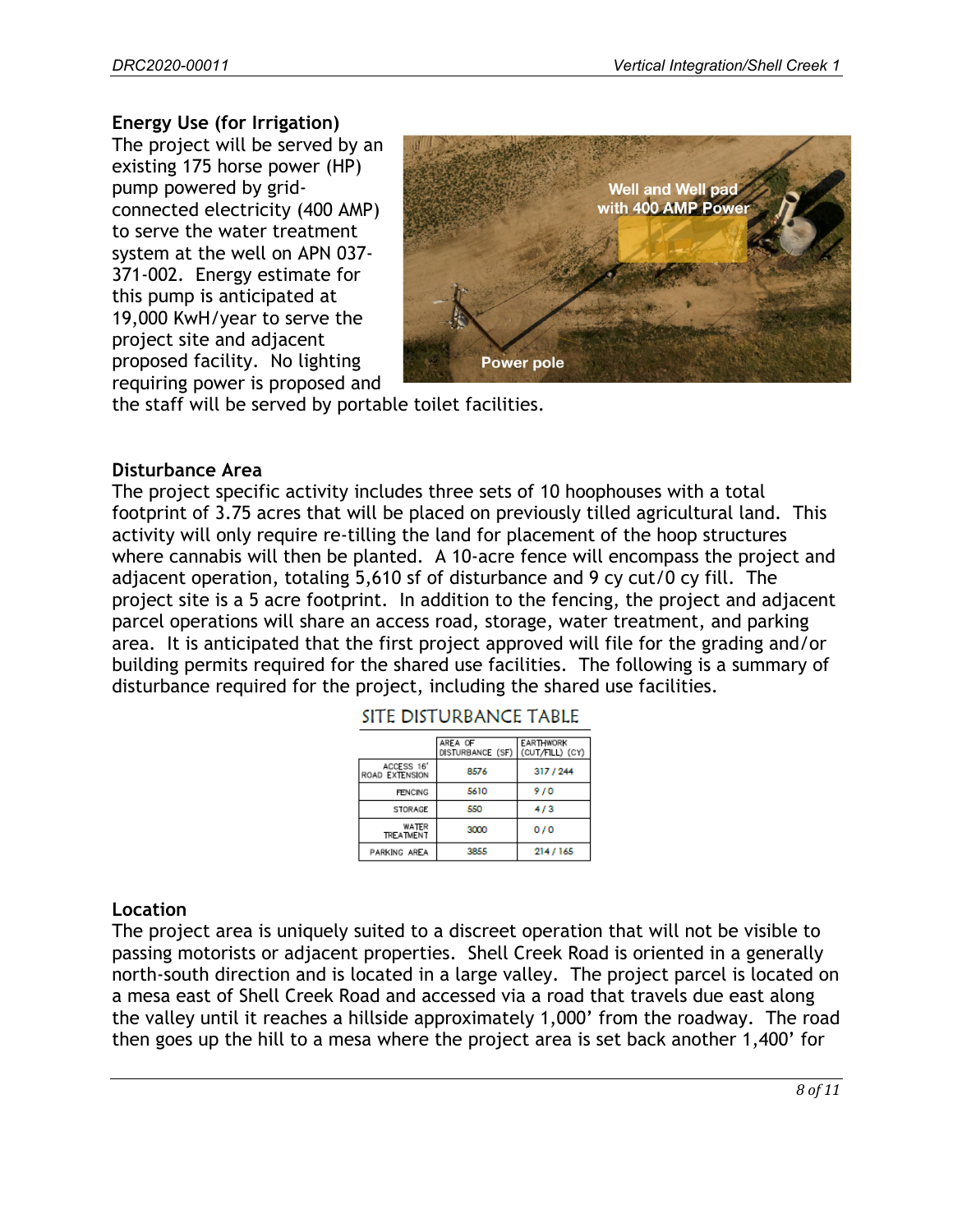**Energy Use (for Irrigation)**

The project will be served by an existing 175 horse power (HP) pump powered by grid-connected electricity (400 AMP) to serve the water treatment system at the well on APN 037-371-002. Energy estimate for this pump is anticipated at 19,000 KwH/year to serve the project site and adjacent proposed facility. No lighting requiring power is proposed and the staff will be served by portable toilet facilities.

Well and Well pad with 400 AMP Power

Power pole

**Disturbance Area**

The project specific activity includes three sets of 10 hoophouses with a total footprint of 3.75 acres that will be placed on previously tilled agricultural land. This activity will only require re-tilling the land for placement of the hoop structures where cannabis will then be planted. A 10-acre fence will encompass the project and adjacent operation, totaling 5,610 sf of disturbance and 9 cy cut/0 cy fill. The project site is a 5 acre footprint. In addition to the fencing, the project and adjacent parcel operations will share an access road, storage, water treatment, and parking area. It is anticipated that the first project approved will file for the grading and/or building permits required for the shared use facilities. The following is a summary of disturbance required for the project, including the shared use facilities.

SITE DISTURBANCE TABLE

| | AREA OF DISTURBANCE (SF) | EARTHWORK (CUT/FILL) (CY) |
|---|---|---|
| ACCESS 16' ROAD EXTENSION | 8576 | 317 / 244 |
| FENCING | 5610 | 9 / 0 |
| STORAGE | 550 | 4 / 3 |
| WATER TREATMENT | 3000 | 0 / 0 |
| PARKING AREA | 3855 | 214 / 165 |

**Location**

The project area is uniquely suited to a discreet operation that will not be visible to passing motorists or adjacent properties. Shell Creek Road is oriented in a generally north-south direction and is located in a large valley. The project parcel is located on a mesa east of Shell Creek Road and accessed via a road that travels due east along the valley until it reaches a hillside approximately 1,000' from the roadway. The road then goes up the hill to a mesa where the project area is set back another 1,400' for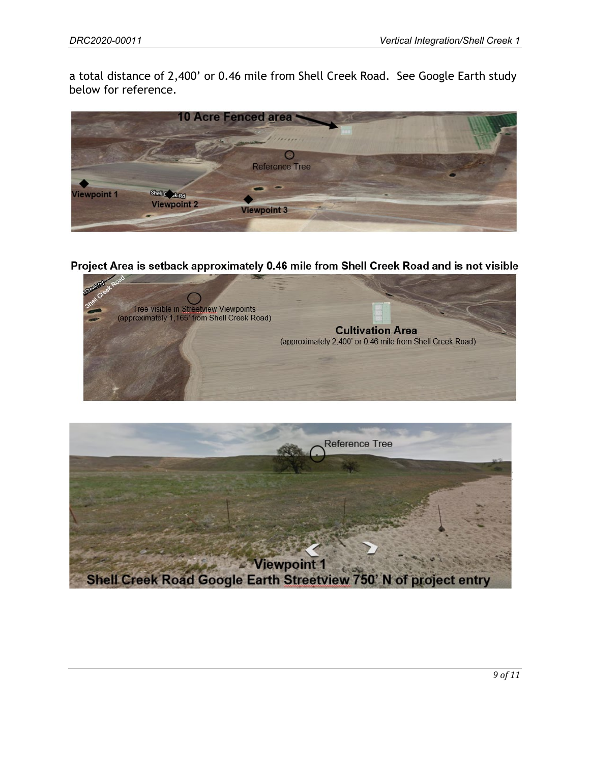a total distance of 2,400' or 0.46 mile from Shell Creek Road. See Google Earth study below for reference.

**Project Area is setback approximately 0.46 mile from Shell Creek Road and is not visible**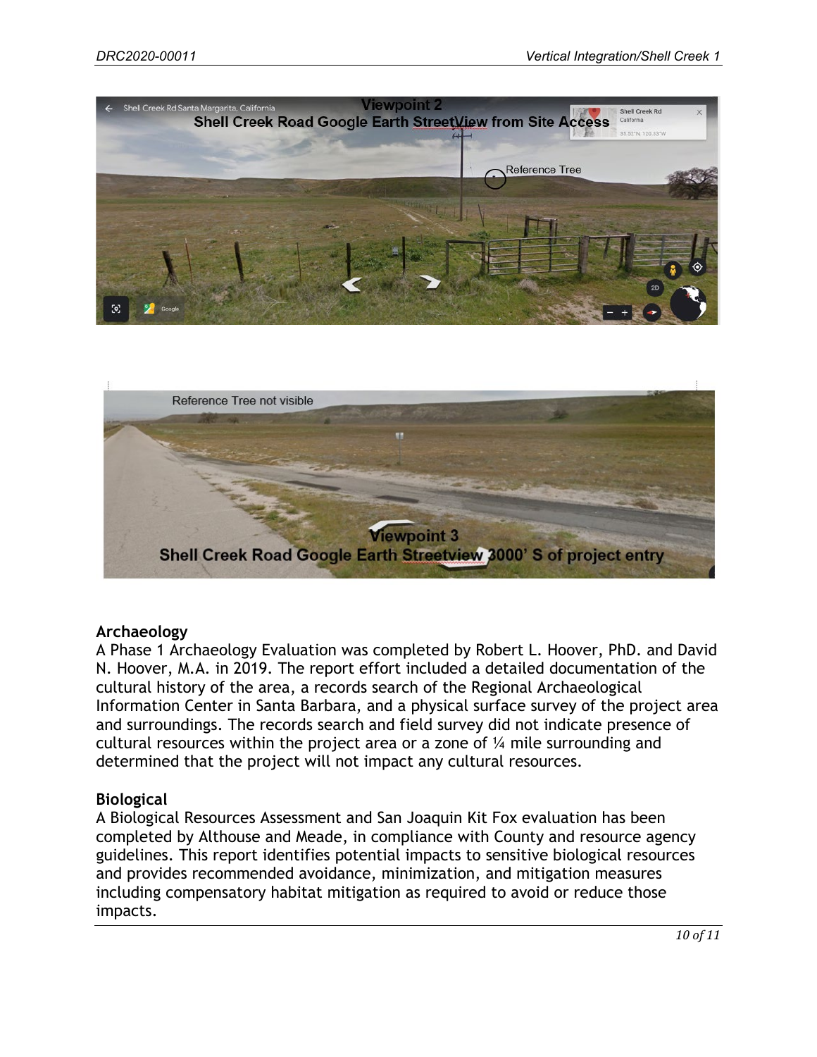Viewpoint 2

Shell Creek Road Google Earth StreetView from Site Access

Reference Tree

Reference Tree not visible

Viewpoint 3

Shell Creek Road Google Earth Streetview 3000' S of project entry

## Archaeology

A Phase 1 Archaeology Evaluation was completed by Robert L. Hoover, PhD. and David N. Hoover, M.A. in 2019. The report effort included a detailed documentation of the cultural history of the area, a records search of the Regional Archaeological Information Center in Santa Barbara, and a physical surface survey of the project area and surroundings. The records search and field survey did not indicate presence of cultural resources within the project area or a zone of ¼ mile surrounding and determined that the project will not impact any cultural resources.

## Biological

A Biological Resources Assessment and San Joaquin Kit Fox evaluation has been completed by Althouse and Meade, in compliance with County and resource agency guidelines. This report identifies potential impacts to sensitive biological resources and provides recommended avoidance, minimization, and mitigation measures including compensatory habitat mitigation as required to avoid or reduce those impacts.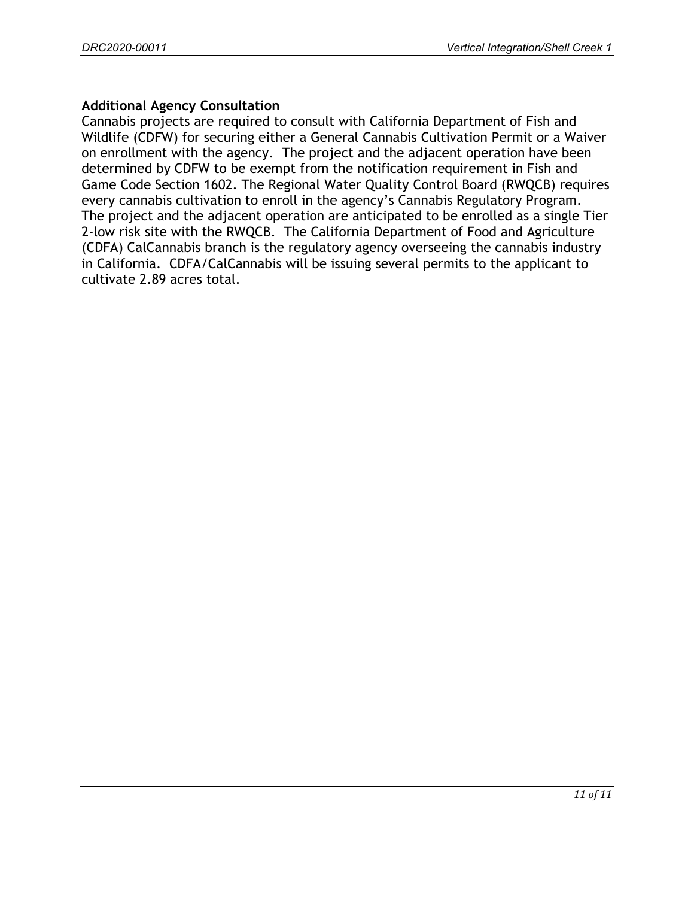## Additional Agency Consultation

Cannabis projects are required to consult with California Department of Fish and Wildlife (CDFW) for securing either a General Cannabis Cultivation Permit or a Waiver on enrollment with the agency. The project and the adjacent operation have been determined by CDFW to be exempt from the notification requirement in Fish and Game Code Section 1602. The Regional Water Quality Control Board (RWQCB) requires every cannabis cultivation to enroll in the agency's Cannabis Regulatory Program. The project and the adjacent operation are anticipated to be enrolled as a single Tier 2-low risk site with the RWQCB. The California Department of Food and Agriculture (CDFA) CalCannabis branch is the regulatory agency overseeing the cannabis industry in California. CDFA/CalCannabis will be issuing several permits to the applicant to cultivate 2.89 acres total.